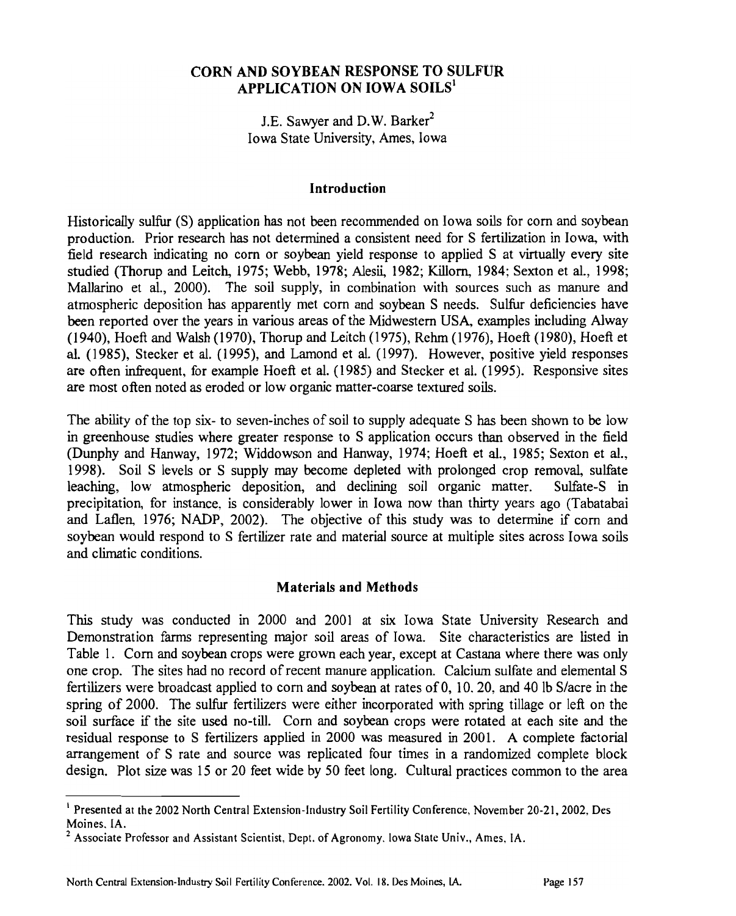# CORN AND SOYBEAN RESPONSE TO SULFUR APPLICATION ON IOWA SOILS[1]

J.E. Sawyer and D.W. Barker[2]
Iowa State University, Ames, Iowa

## Introduction

Historically sulfur (S) application has not been recommended on Iowa soils for corn and soybean production. Prior research has not determined a consistent need for S fertilization in Iowa, with field research indicating no corn or soybean yield response to applied S at virtually every site studied (Thorup and Leitch, 1975; Webb, 1978; Alesii, 1982; Killorn, 1984; Sexton et al., 1998; Mallarino et al., 2000). The soil supply, in combination with sources such as manure and atmospheric deposition has apparently met corn and soybean S needs. Sulfur deficiencies have been reported over the years in various areas of the Midwestern USA, examples including Alway (1940), Hoeft and Walsh (1970), Thorup and Leitch (1975), Rehm (1976), Hoeft (1980), Hoeft et al. (1985), Stecker et al. (1995), and Lamond et al. (1997). However, positive yield responses are often infrequent, for example Hoeft et al. (1985) and Stecker et al. (1995). Responsive sites are most often noted as eroded or low organic matter-coarse textured soils.

The ability of the top six- to seven-inches of soil to supply adequate S has been shown to be low in greenhouse studies where greater response to S application occurs than observed in the field (Dunphy and Hanway, 1972; Widdowson and Hanway, 1974; Hoeft et al., 1985; Sexton et al., 1998). Soil S levels or S supply may become depleted with prolonged crop removal, sulfate leaching, low atmospheric deposition, and declining soil organic matter. Sulfate-S in precipitation, for instance, is considerably lower in Iowa now than thirty years ago (Tabatabai and Laflen, 1976; NADP, 2002). The objective of this study was to determine if corn and soybean would respond to S fertilizer rate and material source at multiple sites across Iowa soils and climatic conditions.

## Materials and Methods

This study was conducted in 2000 and 2001 at six Iowa State University Research and Demonstration farms representing major soil areas of Iowa. Site characteristics are listed in Table 1. Corn and soybean crops were grown each year, except at Castana where there was only one crop. The sites had no record of recent manure application. Calcium sulfate and elemental S fertilizers were broadcast applied to corn and soybean at rates of 0, 10, 20, and 40 lb S/acre in the spring of 2000. The sulfur fertilizers were either incorporated with spring tillage or left on the soil surface if the site used no-till. Corn and soybean crops were rotated at each site and the residual response to S fertilizers applied in 2000 was measured in 2001. A complete factorial arrangement of S rate and source was replicated four times in a randomized complete block design. Plot size was 15 or 20 feet wide by 50 feet long. Cultural practices common to the area

---

[1] Presented at the 2002 North Central Extension-Industry Soil Fertility Conference, November 20-21, 2002, Des Moines, IA.

[2] Associate Professor and Assistant Scientist, Dept. of Agronomy, Iowa State Univ., Ames, IA.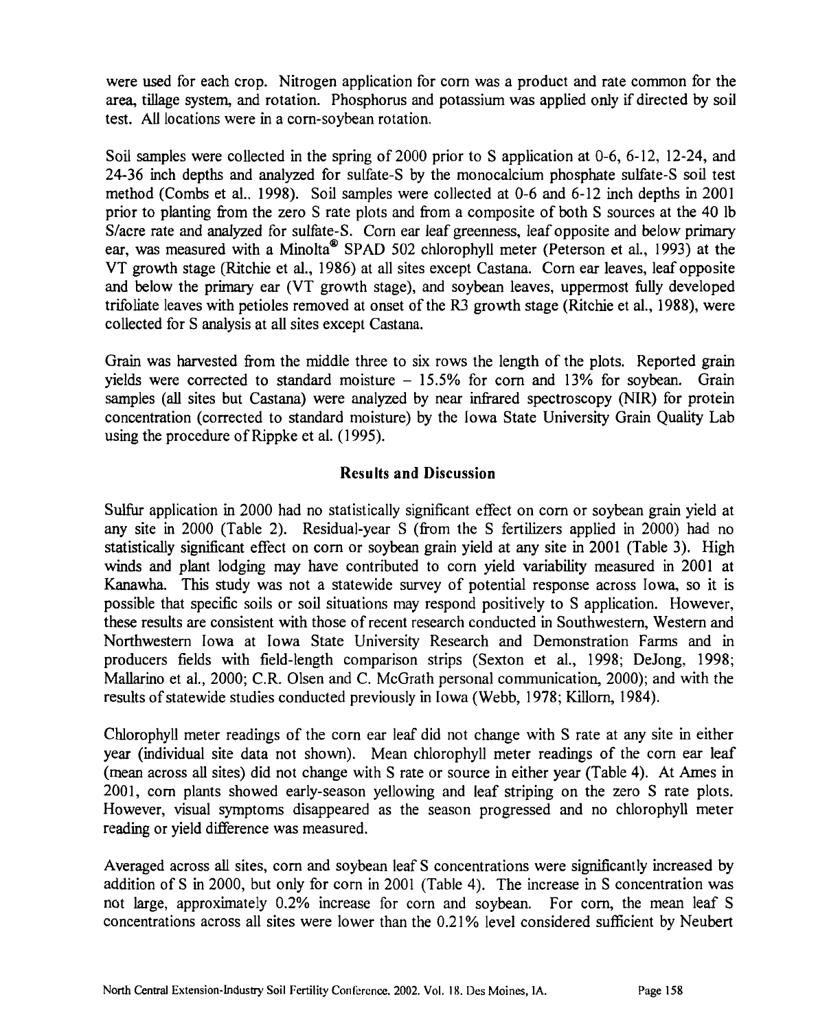were used for each crop. Nitrogen application for corn was a product and rate common for the area, tillage system, and rotation. Phosphorus and potassium was applied only if directed by soil test. All locations were in a corn-soybean rotation.

Soil samples were collected in the spring of 2000 prior to S application at 0-6, 6-12, 12-24, and 24-36 inch depths and analyzed for sulfate-S by the monocalcium phosphate sulfate-S soil test method (Combs et al., 1998). Soil samples were collected at 0-6 and 6-12 inch depths in 2001 prior to planting from the zero S rate plots and from a composite of both S sources at the 40 lb S/acre rate and analyzed for sulfate-S. Corn ear leaf greenness, leaf opposite and below primary ear, was measured with a Minolta® SPAD 502 chlorophyll meter (Peterson et al., 1993) at the VT growth stage (Ritchie et al., 1986) at all sites except Castana. Corn ear leaves, leaf opposite and below the primary ear (VT growth stage), and soybean leaves, uppermost fully developed trifoliate leaves with petioles removed at onset of the R3 growth stage (Ritchie et al., 1988), were collected for S analysis at all sites except Castana.

Grain was harvested from the middle three to six rows the length of the plots. Reported grain yields were corrected to standard moisture – 15.5% for corn and 13% for soybean. Grain samples (all sites but Castana) were analyzed by near infrared spectroscopy (NIR) for protein concentration (corrected to standard moisture) by the Iowa State University Grain Quality Lab using the procedure of Rippke et al. (1995).

## Results and Discussion

Sulfur application in 2000 had no statistically significant effect on corn or soybean grain yield at any site in 2000 (Table 2). Residual-year S (from the S fertilizers applied in 2000) had no statistically significant effect on corn or soybean grain yield at any site in 2001 (Table 3). High winds and plant lodging may have contributed to corn yield variability measured in 2001 at Kanawha. This study was not a statewide survey of potential response across Iowa, so it is possible that specific soils or soil situations may respond positively to S application. However, these results are consistent with those of recent research conducted in Southwestern, Western and Northwestern Iowa at Iowa State University Research and Demonstration Farms and in producers fields with field-length comparison strips (Sexton et al., 1998; DeJong, 1998; Mallarino et al., 2000; C.R. Olsen and C. McGrath personal communication, 2000); and with the results of statewide studies conducted previously in Iowa (Webb, 1978; Killorn, 1984).

Chlorophyll meter readings of the corn ear leaf did not change with S rate at any site in either year (individual site data not shown). Mean chlorophyll meter readings of the corn ear leaf (mean across all sites) did not change with S rate or source in either year (Table 4). At Ames in 2001, corn plants showed early-season yellowing and leaf striping on the zero S rate plots. However, visual symptoms disappeared as the season progressed and no chlorophyll meter reading or yield difference was measured.

Averaged across all sites, corn and soybean leaf S concentrations were significantly increased by addition of S in 2000, but only for corn in 2001 (Table 4). The increase in S concentration was not large, approximately 0.2% increase for corn and soybean. For corn, the mean leaf S concentrations across all sites were lower than the 0.21% level considered sufficient by Neubert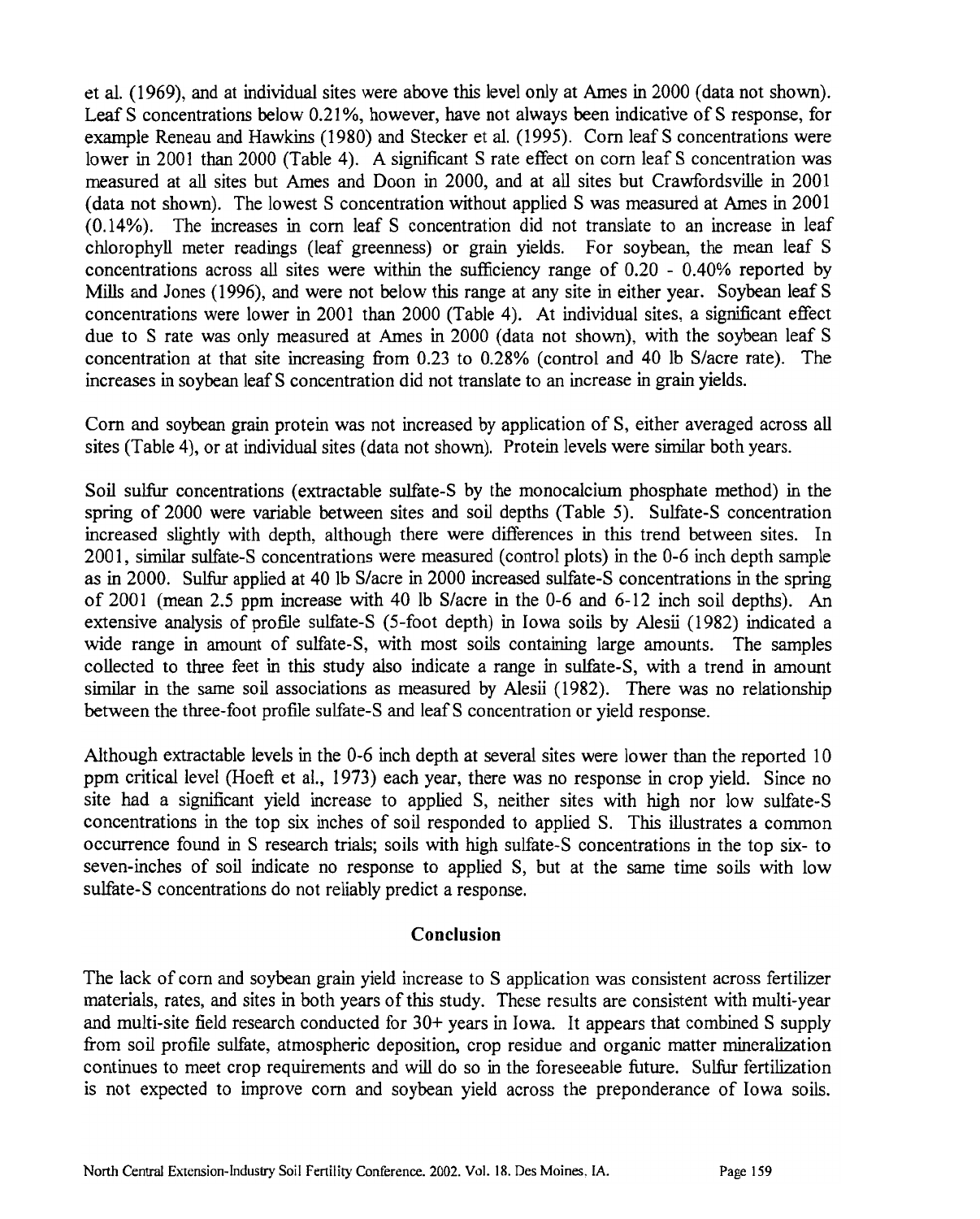et al. (1969), and at individual sites were above this level only at Ames in 2000 (data not shown). Leaf S concentrations below 0.21%, however, have not always been indicative of S response, for example Reneau and Hawkins (1980) and Stecker et al. (1995). Corn leaf S concentrations were lower in 2001 than 2000 (Table 4). A significant S rate effect on corn leaf S concentration was measured at all sites but Ames and Doon in 2000, and at all sites but Crawfordsville in 2001 (data not shown). The lowest S concentration without applied S was measured at Ames in 2001 (0.14%). The increases in corn leaf S concentration did not translate to an increase in leaf chlorophyll meter readings (leaf greenness) or grain yields. For soybean, the mean leaf S concentrations across all sites were within the sufficiency range of 0.20 - 0.40% reported by Mills and Jones (1996), and were not below this range at any site in either year. Soybean leaf S concentrations were lower in 2001 than 2000 (Table 4). At individual sites, a significant effect due to S rate was only measured at Ames in 2000 (data not shown), with the soybean leaf S concentration at that site increasing from 0.23 to 0.28% (control and 40 lb S/acre rate). The increases in soybean leaf S concentration did not translate to an increase in grain yields.

Corn and soybean grain protein was not increased by application of S, either averaged across all sites (Table 4), or at individual sites (data not shown). Protein levels were similar both years.

Soil sulfur concentrations (extractable sulfate-S by the monocalcium phosphate method) in the spring of 2000 were variable between sites and soil depths (Table 5). Sulfate-S concentration increased slightly with depth, although there were differences in this trend between sites. In 2001, similar sulfate-S concentrations were measured (control plots) in the 0-6 inch depth sample as in 2000. Sulfur applied at 40 lb S/acre in 2000 increased sulfate-S concentrations in the spring of 2001 (mean 2.5 ppm increase with 40 lb S/acre in the 0-6 and 6-12 inch soil depths). An extensive analysis of profile sulfate-S (5-foot depth) in Iowa soils by Alesii (1982) indicated a wide range in amount of sulfate-S, with most soils containing large amounts. The samples collected to three feet in this study also indicate a range in sulfate-S, with a trend in amount similar in the same soil associations as measured by Alesii (1982). There was no relationship between the three-foot profile sulfate-S and leaf S concentration or yield response.

Although extractable levels in the 0-6 inch depth at several sites were lower than the reported 10 ppm critical level (Hoeft et al., 1973) each year, there was no response in crop yield. Since no site had a significant yield increase to applied S, neither sites with high nor low sulfate-S concentrations in the top six inches of soil responded to applied S. This illustrates a common occurrence found in S research trials; soils with high sulfate-S concentrations in the top six- to seven-inches of soil indicate no response to applied S, but at the same time soils with low sulfate-S concentrations do not reliably predict a response.

## Conclusion

The lack of corn and soybean grain yield increase to S application was consistent across fertilizer materials, rates, and sites in both years of this study. These results are consistent with multi-year and multi-site field research conducted for 30+ years in Iowa. It appears that combined S supply from soil profile sulfate, atmospheric deposition, crop residue and organic matter mineralization continues to meet crop requirements and will do so in the foreseeable future. Sulfur fertilization is not expected to improve corn and soybean yield across the preponderance of Iowa soils.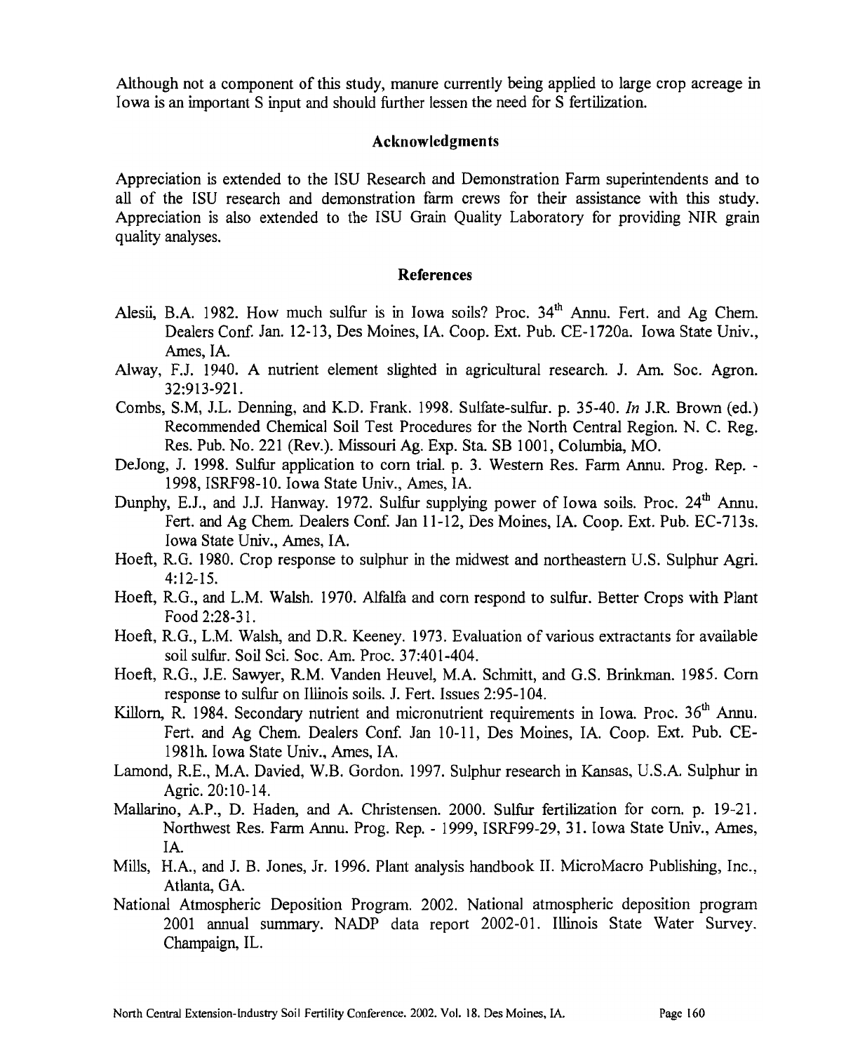Although not a component of this study, manure currently being applied to large crop acreage in Iowa is an important S input and should further lessen the need for S fertilization.

## Acknowledgments

Appreciation is extended to the ISU Research and Demonstration Farm superintendents and to all of the ISU research and demonstration farm crews for their assistance with this study. Appreciation is also extended to the ISU Grain Quality Laboratory for providing NIR grain quality analyses.

## References

Alesii, B.A. 1982. How much sulfur is in Iowa soils? Proc. 34th Annu. Fert. and Ag Chem. Dealers Conf. Jan. 12-13, Des Moines, IA. Coop. Ext. Pub. CE-1720a. Iowa State Univ., Ames, IA.

Alway, F.J. 1940. A nutrient element slighted in agricultural research. J. Am. Soc. Agron. 32:913-921.

Combs, S.M, J.L. Denning, and K.D. Frank. 1998. Sulfate-sulfur. p. 35-40. *In* J.R. Brown (ed.) Recommended Chemical Soil Test Procedures for the North Central Region. N. C. Reg. Res. Pub. No. 221 (Rev.). Missouri Ag. Exp. Sta. SB 1001, Columbia, MO.

DeJong, J. 1998. Sulfur application to corn trial. p. 3. Western Res. Farm Annu. Prog. Rep. - 1998, ISRF98-10. Iowa State Univ., Ames, IA.

Dunphy, E.J., and J.J. Hanway. 1972. Sulfur supplying power of Iowa soils. Proc. 24th Annu. Fert. and Ag Chem. Dealers Conf. Jan 11-12, Des Moines, IA. Coop. Ext. Pub. EC-713s. Iowa State Univ., Ames, IA.

Hoeft, R.G. 1980. Crop response to sulphur in the midwest and northeastern U.S. Sulphur Agri. 4:12-15.

Hoeft, R.G., and L.M. Walsh. 1970. Alfalfa and corn respond to sulfur. Better Crops with Plant Food 2:28-31.

Hoeft, R.G., L.M. Walsh, and D.R. Keeney. 1973. Evaluation of various extractants for available soil sulfur. Soil Sci. Soc. Am. Proc. 37:401-404.

Hoeft, R.G., J.E. Sawyer, R.M. Vanden Heuvel, M.A. Schmitt, and G.S. Brinkman. 1985. Corn response to sulfur on Illinois soils. J. Fert. Issues 2:95-104.

Killorn, R. 1984. Secondary nutrient and micronutrient requirements in Iowa. Proc. 36th Annu. Fert. and Ag Chem. Dealers Conf. Jan 10-11, Des Moines, IA. Coop. Ext. Pub. CE-1981h. Iowa State Univ., Ames, IA.

Lamond, R.E., M.A. Davied, W.B. Gordon. 1997. Sulphur research in Kansas, U.S.A. Sulphur in Agric. 20:10-14.

Mallarino, A.P., D. Haden, and A. Christensen. 2000. Sulfur fertilization for corn. p. 19-21. Northwest Res. Farm Annu. Prog. Rep. - 1999, ISRF99-29, 31. Iowa State Univ., Ames, IA.

Mills, H.A., and J. B. Jones, Jr. 1996. Plant analysis handbook II. MicroMacro Publishing, Inc., Atlanta, GA.

National Atmospheric Deposition Program. 2002. National atmospheric deposition program 2001 annual summary. NADP data report 2002-01. Illinois State Water Survey. Champaign, IL.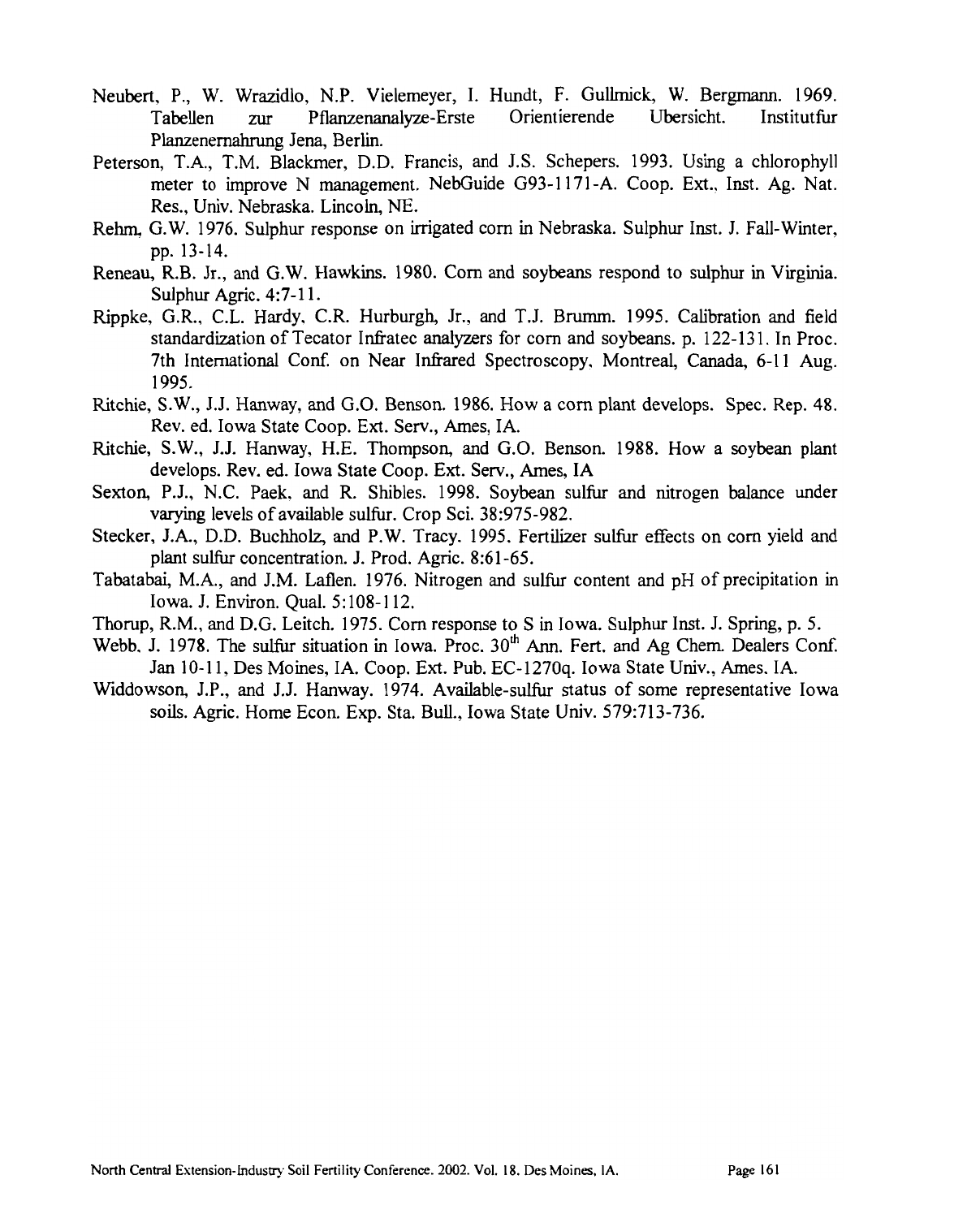Neubert, P., W. Wrazidlo, N.P. Vielemeyer, I. Hundt, F. Gullmick, W. Bergmann. 1969. Tabellen zur Pflanzenanalyze-Erste Orientierende Ubersicht. Institutfur Planzenernahrung Jena, Berlin.

Peterson, T.A., T.M. Blackmer, D.D. Francis, and J.S. Schepers. 1993. Using a chlorophyll meter to improve N management. NebGuide G93-1171-A. Coop. Ext., Inst. Ag. Nat. Res., Univ. Nebraska. Lincoln, NE.

Rehm, G.W. 1976. Sulphur response on irrigated corn in Nebraska. Sulphur Inst. J. Fall-Winter, pp. 13-14.

Reneau, R.B. Jr., and G.W. Hawkins. 1980. Corn and soybeans respond to sulphur in Virginia. Sulphur Agric. 4:7-11.

Rippke, G.R., C.L. Hardy, C.R. Hurburgh, Jr., and T.J. Brumm. 1995. Calibration and field standardization of Tecator Infratec analyzers for corn and soybeans. p. 122-131. In Proc. 7th International Conf. on Near Infrared Spectroscopy, Montreal, Canada, 6-11 Aug. 1995.

Ritchie, S.W., J.J. Hanway, and G.O. Benson. 1986. How a corn plant develops. Spec. Rep. 48. Rev. ed. Iowa State Coop. Ext. Serv., Ames, IA.

Ritchie, S.W., J.J. Hanway, H.E. Thompson, and G.O. Benson. 1988. How a soybean plant develops. Rev. ed. Iowa State Coop. Ext. Serv., Ames, IA

Sexton, P.J., N.C. Paek, and R. Shibles. 1998. Soybean sulfur and nitrogen balance under varying levels of available sulfur. Crop Sci. 38:975-982.

Stecker, J.A., D.D. Buchholz, and P.W. Tracy. 1995. Fertilizer sulfur effects on corn yield and plant sulfur concentration. J. Prod. Agric. 8:61-65.

Tabatabai, M.A., and J.M. Laflen. 1976. Nitrogen and sulfur content and pH of precipitation in Iowa. J. Environ. Qual. 5:108-112.

Thorup, R.M., and D.G. Leitch. 1975. Corn response to S in Iowa. Sulphur Inst. J. Spring, p. 5.

Webb, J. 1978. The sulfur situation in Iowa. Proc. 30th Ann. Fert. and Ag Chem. Dealers Conf. Jan 10-11, Des Moines, IA. Coop. Ext. Pub. EC-1270q. Iowa State Univ., Ames. IA.

Widdowson, J.P., and J.J. Hanway. 1974. Available-sulfur status of some representative Iowa soils. Agric. Home Econ. Exp. Sta. Bull., Iowa State Univ. 579:713-736.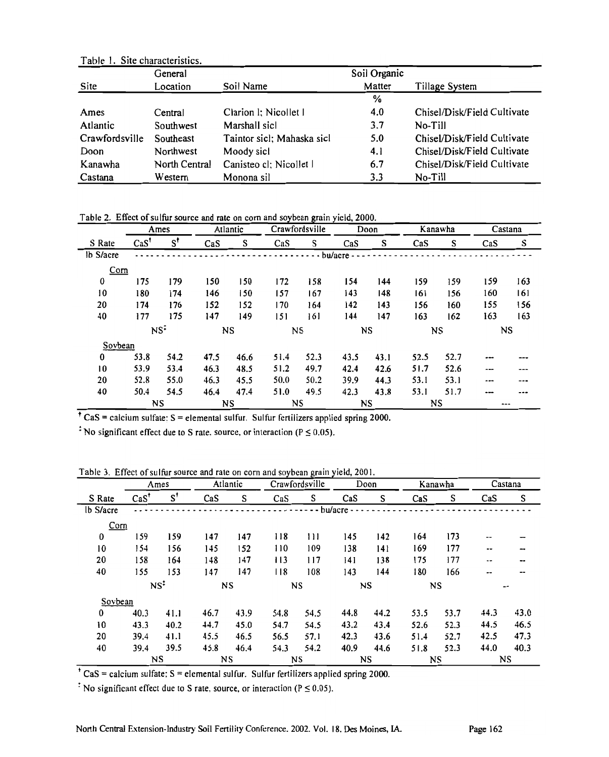Table 1. Site characteristics.

| Site | General Location | Soil Name | Soil Organic Matter | Tillage System |
|---|---|---|---|---|
| | | | % | |
| Ames | Central | Clarion l; Nicollet l | 4.0 | Chisel/Disk/Field Cultivate |
| Atlantic | Southwest | Marshall sicl | 3.7 | No-Till |
| Crawfordsville | Southeast | Taintor sicl; Mahaska sicl | 5.0 | Chisel/Disk/Field Cultivate |
| Doon | Northwest | Moody sicl | 4.1 | Chisel/Disk/Field Cultivate |
| Kanawha | North Central | Canisteo cl; Nicollet l | 6.7 | Chisel/Disk/Field Cultivate |
| Castana | Western | Monona sil | 3.3 | No-Till |

Table 2. Effect of sulfur source and rate on corn and soybean grain yield, 2000.

| | Ames | | Atlantic | | Crawfordsville | | Doon | | Kanawha | | Castana | |
|---|---|---|---|---|---|---|---|---|---|---|---|---|
| S Rate | CaS[†] | S[†] | CaS | S | CaS | S | CaS | S | CaS | S | CaS | S |
| lb S/acre | bu/acre | | | | | | | | | | | |
| Corn | | | | | | | | | | | | |
| 0 | 175 | 179 | 150 | 150 | 172 | 158 | 154 | 144 | 159 | 159 | 159 | 163 |
| 10 | 180 | 174 | 146 | 150 | 157 | 167 | 143 | 148 | 161 | 156 | 160 | 161 |
| 20 | 174 | 176 | 152 | 152 | 170 | 164 | 142 | 143 | 156 | 160 | 155 | 156 |
| 40 | 177 | 175 | 147 | 149 | 151 | 161 | 144 | 147 | 163 | 162 | 163 | 163 |
| | NS[‡] | | NS | | NS | | NS | | NS | | NS | |
| Soybean | | | | | | | | | | | | |
| 0 | 53.8 | 54.2 | 47.5 | 46.6 | 51.4 | 52.3 | 43.5 | 43.1 | 52.5 | 52.7 | --- | --- |
| 10 | 53.9 | 53.4 | 46.3 | 48.5 | 51.2 | 49.7 | 42.4 | 42.6 | 51.7 | 52.6 | --- | --- |
| 20 | 52.8 | 55.0 | 46.3 | 45.5 | 50.0 | 50.2 | 39.9 | 44.3 | 53.1 | 53.1 | --- | --- |
| 40 | 50.4 | 54.5 | 46.4 | 47.4 | 51.0 | 49.5 | 42.3 | 43.8 | 53.1 | 51.7 | --- | --- |
| | NS | | NS | | NS | | NS | | NS | | --- | |

[†] CaS = calcium sulfate; S = elemental sulfur. Sulfur fertilizers applied spring 2000.

[‡] No significant effect due to S rate, source, or interaction ($P \leq 0.05$).

Table 3. Effect of sulfur source and rate on corn and soybean grain yield, 2001.

| | Ames | | Atlantic | | Crawfordsville | | Doon | | Kanawha | | Castana | |
|---|---|---|---|---|---|---|---|---|---|---|---|---|
| S Rate | CaS[†] | S[†] | CaS | S | CaS | S | CaS | S | CaS | S | CaS | S |
| lb S/acre | bu/acre | | | | | | | | | | | |
| Corn | | | | | | | | | | | | |
| 0 | 159 | 159 | 147 | 147 | 118 | 111 | 145 | 142 | 164 | 173 | -- | -- |
| 10 | 154 | 156 | 145 | 152 | 110 | 109 | 138 | 141 | 169 | 177 | -- | -- |
| 20 | 158 | 164 | 148 | 147 | 113 | 117 | 141 | 138 | 175 | 177 | -- | -- |
| 40 | 155 | 153 | 147 | 147 | 118 | 108 | 143 | 144 | 180 | 166 | -- | -- |
| | NS[‡] | | NS | | NS | | NS | | NS | | -- | |
| Soybean | | | | | | | | | | | | |
| 0 | 40.3 | 41.1 | 46.7 | 43.9 | 54.8 | 54.5 | 44.8 | 44.2 | 53.5 | 53.7 | 44.3 | 43.0 |
| 10 | 43.3 | 40.2 | 44.7 | 45.0 | 54.7 | 54.5 | 43.2 | 43.4 | 52.6 | 52.3 | 44.5 | 46.5 |
| 20 | 39.4 | 41.1 | 45.5 | 46.5 | 56.5 | 57.1 | 42.3 | 43.6 | 51.4 | 52.7 | 42.5 | 47.3 |
| 40 | 39.4 | 39.5 | 45.8 | 46.4 | 54.3 | 54.2 | 40.9 | 44.6 | 51.8 | 52.3 | 44.0 | 40.3 |
| | NS | | NS | | NS | | NS | | NS | | NS | |

[†] CaS = calcium sulfate; S = elemental sulfur. Sulfur fertilizers applied spring 2000.

[‡] No significant effect due to S rate, source, or interaction ($P \leq 0.05$).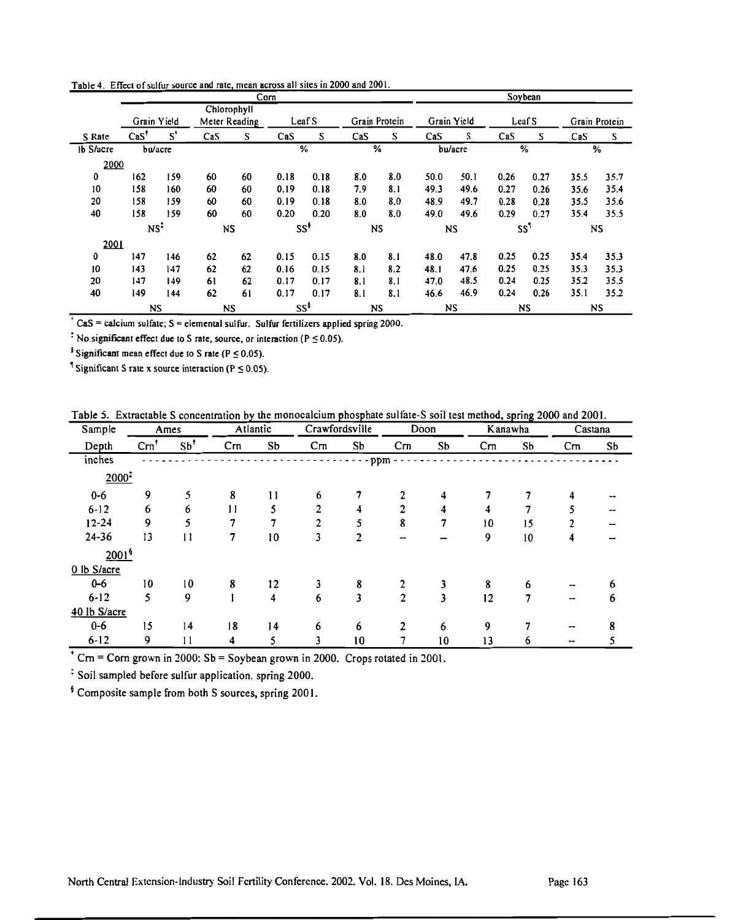Table 4. Effect of sulfur source and rate, mean across all sites in 2000 and 2001.

| | Corn | | | | | | | | Soybean | | | | | |
|---|---|---|---|---|---|---|---|---|---|---|---|---|---|---|
| | Grain Yield | | Chlorophyll Meter Reading | | Leaf S | | Grain Protein | | Grain Yield | | Leaf S | | Grain Protein | |
| S Rate | CaS[†] | S[†] | CaS | S | CaS | S | CaS | S | CaS | S | CaS | S | CaS | S |
| lb S/acre | bu/acre | | | | % | | % | | bu/acre | | % | | % | |
| **2000** | | | | | | | | | | | | | | |
| 0 | 162 | 159 | 60 | 60 | 0.18 | 0.18 | 8.0 | 8.0 | 50.0 | 50.1 | 0.26 | 0.27 | 35.5 | 35.7 |
| 10 | 158 | 160 | 60 | 60 | 0.19 | 0.18 | 7.9 | 8.1 | 49.3 | 49.6 | 0.27 | 0.26 | 35.6 | 35.4 |
| 20 | 158 | 159 | 60 | 60 | 0.19 | 0.18 | 8.0 | 8.0 | 48.9 | 49.7 | 0.28 | 0.28 | 35.5 | 35.6 |
| 40 | 158 | 159 | 60 | 60 | 0.20 | 0.20 | 8.0 | 8.0 | 49.0 | 49.6 | 0.29 | 0.27 | 35.4 | 35.5 |
| | NS[‡] | | NS | | SS[§] | | NS | | NS | | SS[¶] | | NS | |
| **2001** | | | | | | | | | | | | | | |
| 0 | 147 | 146 | 62 | 62 | 0.15 | 0.15 | 8.0 | 8.1 | 48.0 | 47.8 | 0.25 | 0.25 | 35.4 | 35.3 |
| 10 | 143 | 147 | 62 | 62 | 0.16 | 0.15 | 8.1 | 8.2 | 48.1 | 47.6 | 0.25 | 0.25 | 35.3 | 35.3 |
| 20 | 147 | 149 | 61 | 62 | 0.17 | 0.17 | 8.1 | 8.1 | 47.0 | 48.5 | 0.24 | 0.25 | 35.2 | 35.5 |
| 40 | 149 | 144 | 62 | 61 | 0.17 | 0.17 | 8.1 | 8.1 | 46.6 | 46.9 | 0.24 | 0.26 | 35.1 | 35.2 |
| | NS | | NS | | SS[§] | | NS | | NS | | NS | | NS | |

[†] CaS = calcium sulfate; S = elemental sulfur. Sulfur fertilizers applied spring 2000.

[‡] No significant effect due to S rate, source, or interaction ($P \leq 0.05$).

[§] Significant mean effect due to S rate ($P \leq 0.05$).

[¶] Significant S rate x source interaction ($P \leq 0.05$).

Table 5. Extractable S concentration by the monocalcium phosphate sulfate-S soil test method, spring 2000 and 2001.

| Sample | Ames | | Atlantic | | Crawfordsville | | Doon | | Kanawha | | Castana | |
|---|---|---|---|---|---|---|---|---|---|---|---|---|
| Depth | Crn[†] | Sb[†] | Crn | Sb | Crn | Sb | Crn | Sb | Crn | Sb | Crn | Sb |
| inches | ppm | | | | | | | | | | | |
| **2000[‡]** | | | | | | | | | | | | |
| 0-6 | 9 | 5 | 8 | 11 | 6 | 7 | 2 | 4 | 7 | 7 | 4 | -- |
| 6-12 | 6 | 6 | 11 | 5 | 2 | 4 | 2 | 4 | 4 | 7 | 5 | -- |
| 12-24 | 9 | 5 | 7 | 7 | 2 | 5 | 8 | 7 | 10 | 15 | 2 | -- |
| 24-36 | 13 | 11 | 7 | 10 | 3 | 2 | -- | -- | 9 | 10 | 4 | -- |
| **2001[§]** | | | | | | | | | | | | |
| 0 lb S/acre | | | | | | | | | | | | |
| 0-6 | 10 | 10 | 8 | 12 | 3 | 8 | 2 | 3 | 8 | 6 | -- | 6 |
| 6-12 | 5 | 9 | 1 | 4 | 6 | 3 | 2 | 3 | 12 | 7 | -- | 6 |
| 40 lb S/acre | | | | | | | | | | | | |
| 0-6 | 15 | 14 | 18 | 14 | 6 | 6 | 2 | 6 | 9 | 7 | -- | 8 |
| 6-12 | 9 | 11 | 4 | 5 | 3 | 10 | 7 | 10 | 13 | 6 | -- | 5 |

[†] Crn = Corn grown in 2000; Sb = Soybean grown in 2000. Crops rotated in 2001.

[‡] Soil sampled before sulfur application, spring 2000.

[§] Composite sample from both S sources, spring 2001.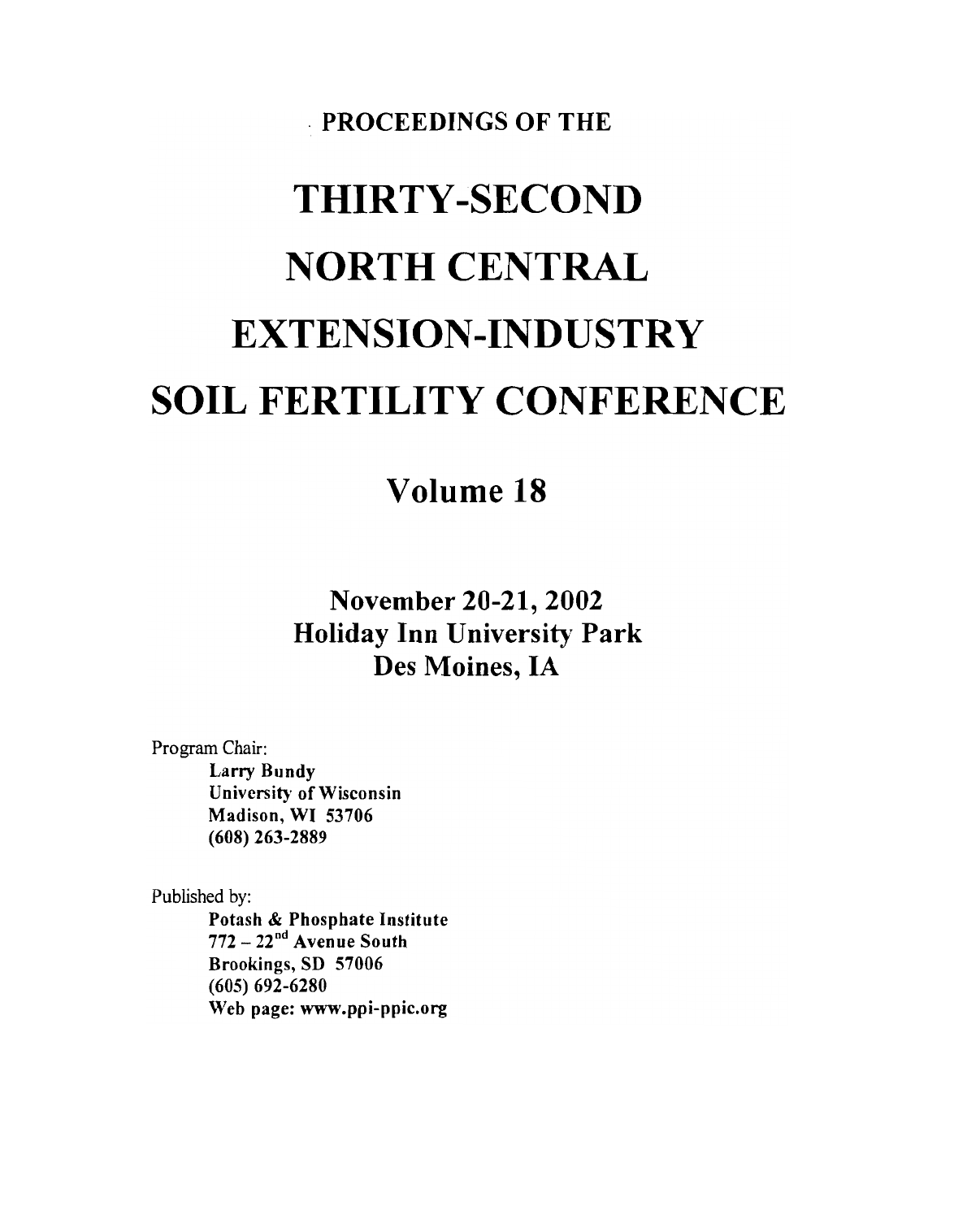PROCEEDINGS OF THE

# THIRTY-SECOND NORTH CENTRAL EXTENSION-INDUSTRY SOIL FERTILITY CONFERENCE

## Volume 18

**November 20-21, 2002**
**Holiday Inn University Park**
**Des Moines, IA**

Program Chair:

**Larry Bundy**
**University of Wisconsin**
**Madison, WI 53706**
**(608) 263-2889**

Published by:

**Potash & Phosphate Institute**
**772 – 22nd Avenue South**
**Brookings, SD 57006**
**(605) 692-6280**
**Web page: www.ppi-ppic.org**